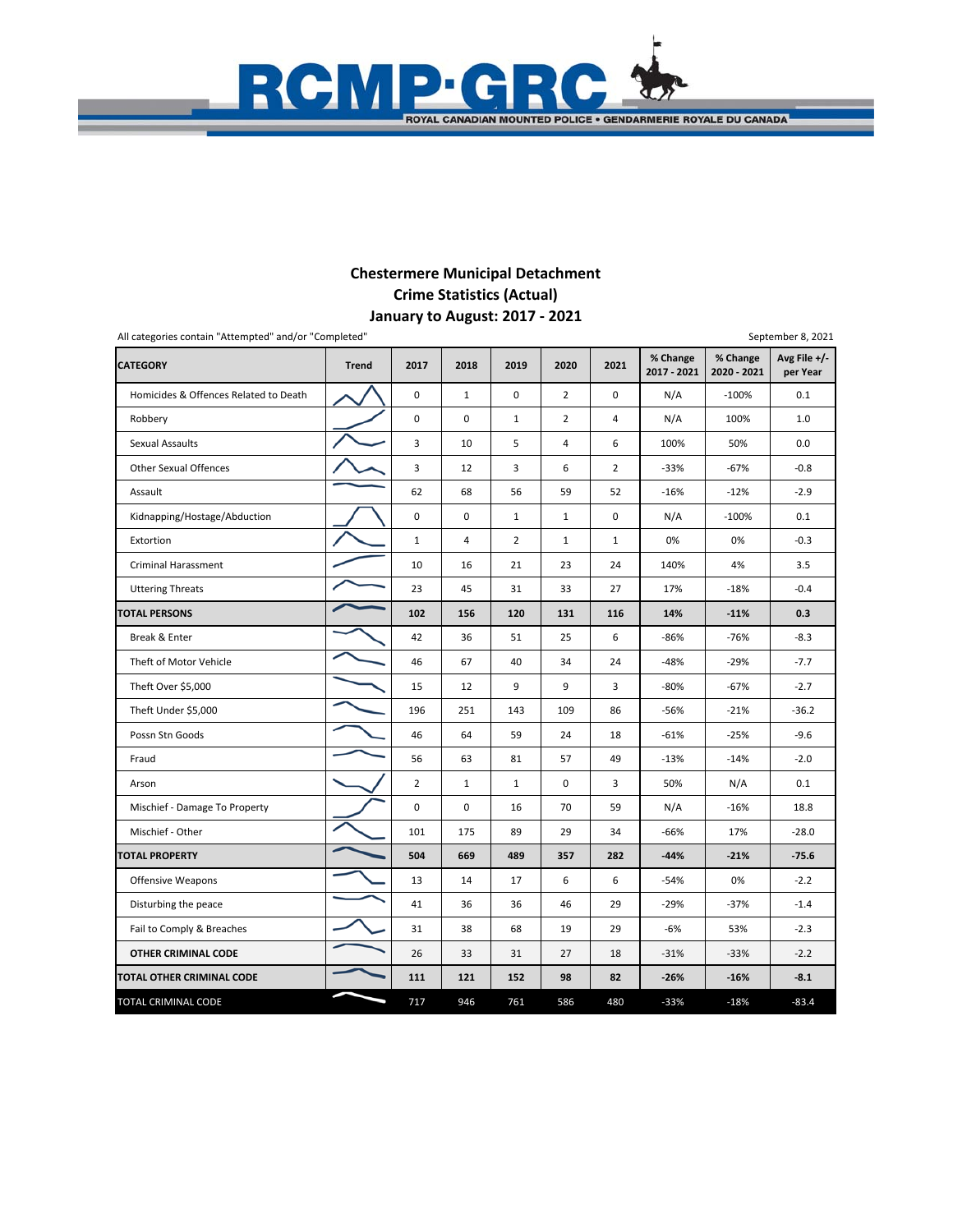RCMP·GRC

ROYAL CANADIAN MOUNTED POLICE • GENDARMERIE ROYALE DU CANADA

## Chestermere Municipal Detachment
## Crime Statistics (Actual)
## January to August: 2017 - 2021

All categories contain "Attempted" and/or "Completed"

September 8, 2021

| CATEGORY | Trend | 2017 | 2018 | 2019 | 2020 | 2021 | % Change 2017 - 2021 | % Change 2020 - 2021 | Avg File +/- per Year |
|---|---|---|---|---|---|---|---|---|---|
| Homicides & Offences Related to Death | | 0 | 1 | 0 | 2 | 0 | N/A | -100% | 0.1 |
| Robbery | | 0 | 0 | 1 | 2 | 4 | N/A | 100% | 1.0 |
| Sexual Assaults | | 3 | 10 | 5 | 4 | 6 | 100% | 50% | 0.0 |
| Other Sexual Offences | | 3 | 12 | 3 | 6 | 2 | -33% | -67% | -0.8 |
| Assault | | 62 | 68 | 56 | 59 | 52 | -16% | -12% | -2.9 |
| Kidnapping/Hostage/Abduction | | 0 | 0 | 1 | 1 | 0 | N/A | -100% | 0.1 |
| Extortion | | 1 | 4 | 2 | 1 | 1 | 0% | 0% | -0.3 |
| Criminal Harassment | | 10 | 16 | 21 | 23 | 24 | 140% | 4% | 3.5 |
| Uttering Threats | | 23 | 45 | 31 | 33 | 27 | 17% | -18% | -0.4 |
| **TOTAL PERSONS** | | **102** | **156** | **120** | **131** | **116** | **14%** | **-11%** | **0.3** |
| Break & Enter | | 42 | 36 | 51 | 25 | 6 | -86% | -76% | -8.3 |
| Theft of Motor Vehicle | | 46 | 67 | 40 | 34 | 24 | -48% | -29% | -7.7 |
| Theft Over $5,000 | | 15 | 12 | 9 | 9 | 3 | -80% | -67% | -2.7 |
| Theft Under $5,000 | | 196 | 251 | 143 | 109 | 86 | -56% | -21% | -36.2 |
| Possn Stn Goods | | 46 | 64 | 59 | 24 | 18 | -61% | -25% | -9.6 |
| Fraud | | 56 | 63 | 81 | 57 | 49 | -13% | -14% | -2.0 |
| Arson | | 2 | 1 | 1 | 0 | 3 | 50% | N/A | 0.1 |
| Mischief - Damage To Property | | 0 | 0 | 16 | 70 | 59 | N/A | -16% | 18.8 |
| Mischief - Other | | 101 | 175 | 89 | 29 | 34 | -66% | 17% | -28.0 |
| **TOTAL PROPERTY** | | **504** | **669** | **489** | **357** | **282** | **-44%** | **-21%** | **-75.6** |
| Offensive Weapons | | 13 | 14 | 17 | 6 | 6 | -54% | 0% | -2.2 |
| Disturbing the peace | | 41 | 36 | 36 | 46 | 29 | -29% | -37% | -1.4 |
| Fail to Comply & Breaches | | 31 | 38 | 68 | 19 | 29 | -6% | 53% | -2.3 |
| **OTHER CRIMINAL CODE** | | 26 | 33 | 31 | 27 | 18 | -31% | -33% | -2.2 |
| **TOTAL OTHER CRIMINAL CODE** | | **111** | **121** | **152** | **98** | **82** | **-26%** | **-16%** | **-8.1** |
| TOTAL CRIMINAL CODE | | 717 | 946 | 761 | 586 | 480 | -33% | -18% | -83.4 |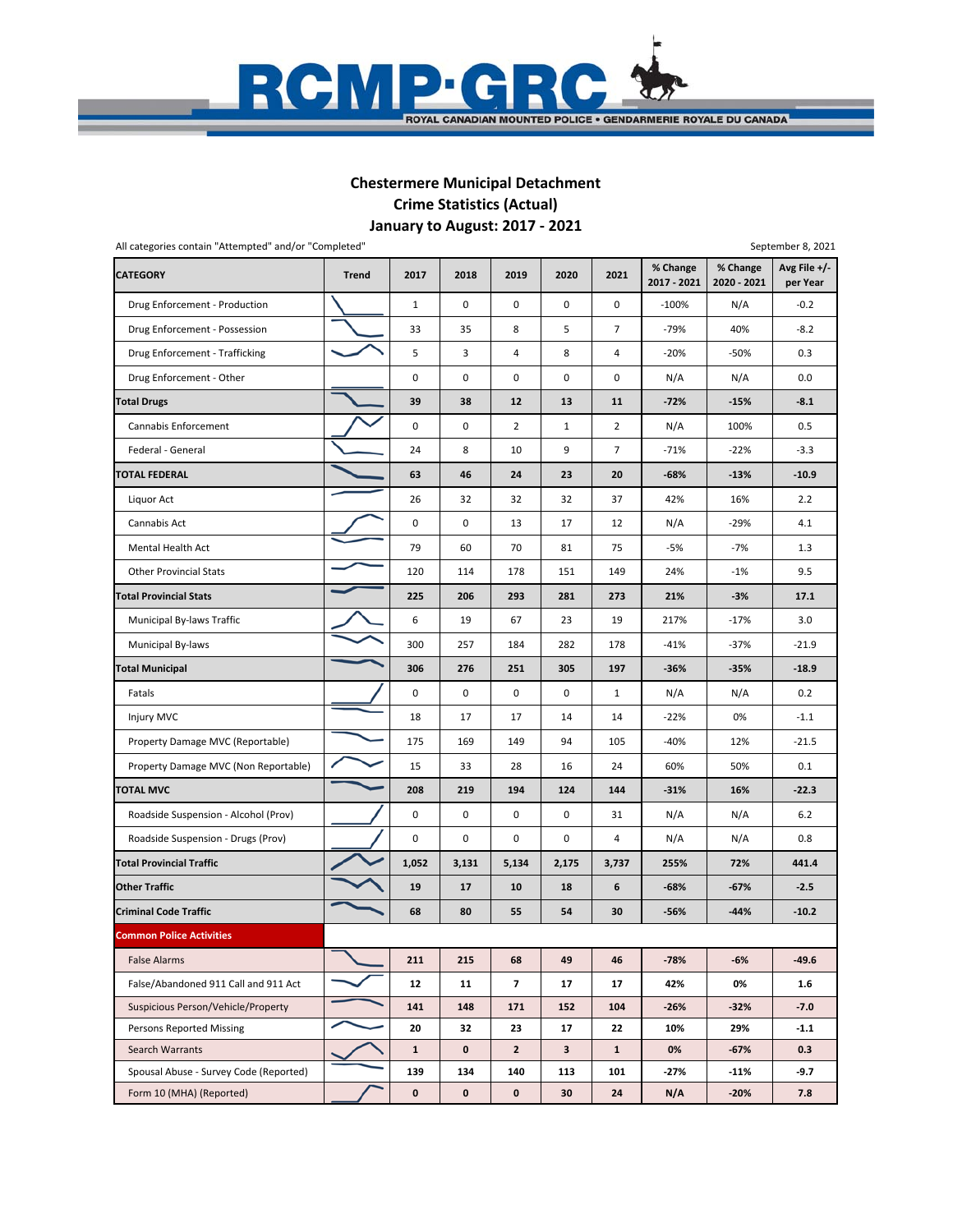# Chestermere Municipal Detachment
## Crime Statistics (Actual)
## January to August: 2017 - 2021

All categories contain "Attempted" and/or "Completed"

September 8, 2021

| CATEGORY | Trend | 2017 | 2018 | 2019 | 2020 | 2021 | % Change 2017 - 2021 | % Change 2020 - 2021 | Avg File +/- per Year |
|---|---|---|---|---|---|---|---|---|---|
| Drug Enforcement - Production | | 1 | 0 | 0 | 0 | 0 | -100% | N/A | -0.2 |
| Drug Enforcement - Possession | | 33 | 35 | 8 | 5 | 7 | -79% | 40% | -8.2 |
| Drug Enforcement - Trafficking | | 5 | 3 | 4 | 8 | 4 | -20% | -50% | 0.3 |
| Drug Enforcement - Other | | 0 | 0 | 0 | 0 | 0 | N/A | N/A | 0.0 |
| **Total Drugs** | | **39** | **38** | **12** | **13** | **11** | **-72%** | **-15%** | **-8.1** |
| Cannabis Enforcement | | 0 | 0 | 2 | 1 | 2 | N/A | 100% | 0.5 |
| Federal - General | | 24 | 8 | 10 | 9 | 7 | -71% | -22% | -3.3 |
| **TOTAL FEDERAL** | | **63** | **46** | **24** | **23** | **20** | **-68%** | **-13%** | **-10.9** |
| Liquor Act | | 26 | 32 | 32 | 32 | 37 | 42% | 16% | 2.2 |
| Cannabis Act | | 0 | 0 | 13 | 17 | 12 | N/A | -29% | 4.1 |
| Mental Health Act | | 79 | 60 | 70 | 81 | 75 | -5% | -7% | 1.3 |
| Other Provincial Stats | | 120 | 114 | 178 | 151 | 149 | 24% | -1% | 9.5 |
| **Total Provincial Stats** | | **225** | **206** | **293** | **281** | **273** | **21%** | **-3%** | **17.1** |
| Municipal By-laws Traffic | | 6 | 19 | 67 | 23 | 19 | 217% | -17% | 3.0 |
| Municipal By-laws | | 300 | 257 | 184 | 282 | 178 | -41% | -37% | -21.9 |
| **Total Municipal** | | **306** | **276** | **251** | **305** | **197** | **-36%** | **-35%** | **-18.9** |
| Fatals | | 0 | 0 | 0 | 0 | 1 | N/A | N/A | 0.2 |
| Injury MVC | | 18 | 17 | 17 | 14 | 14 | -22% | 0% | -1.1 |
| Property Damage MVC (Reportable) | | 175 | 169 | 149 | 94 | 105 | -40% | 12% | -21.5 |
| Property Damage MVC (Non Reportable) | | 15 | 33 | 28 | 16 | 24 | 60% | 50% | 0.1 |
| **TOTAL MVC** | | **208** | **219** | **194** | **124** | **144** | **-31%** | **16%** | **-22.3** |
| Roadside Suspension - Alcohol (Prov) | | 0 | 0 | 0 | 0 | 31 | N/A | N/A | 6.2 |
| Roadside Suspension - Drugs (Prov) | | 0 | 0 | 0 | 0 | 4 | N/A | N/A | 0.8 |
| **Total Provincial Traffic** | | **1,052** | **3,131** | **5,134** | **2,175** | **3,737** | **255%** | **72%** | **441.4** |
| **Other Traffic** | | **19** | **17** | **10** | **18** | **6** | **-68%** | **-67%** | **-2.5** |
| **Criminal Code Traffic** | | **68** | **80** | **55** | **54** | **30** | **-56%** | **-44%** | **-10.2** |
| **Common Police Activities** | | | | | | | | | |
| False Alarms | | **211** | **215** | **68** | **49** | **46** | **-78%** | **-6%** | **-49.6** |
| False/Abandoned 911 Call and 911 Act | | **12** | **11** | **7** | **17** | **17** | **42%** | **0%** | **1.6** |
| Suspicious Person/Vehicle/Property | | **141** | **148** | **171** | **152** | **104** | **-26%** | **-32%** | **-7.0** |
| Persons Reported Missing | | **20** | **32** | **23** | **17** | **22** | **10%** | **29%** | **-1.1** |
| Search Warrants | | **1** | **0** | **2** | **3** | **1** | **0%** | **-67%** | **0.3** |
| Spousal Abuse - Survey Code (Reported) | | **139** | **134** | **140** | **113** | **101** | **-27%** | **-11%** | **-9.7** |
| Form 10 (MHA) (Reported) | | **0** | **0** | **0** | **30** | **24** | **N/A** | **-20%** | **7.8** |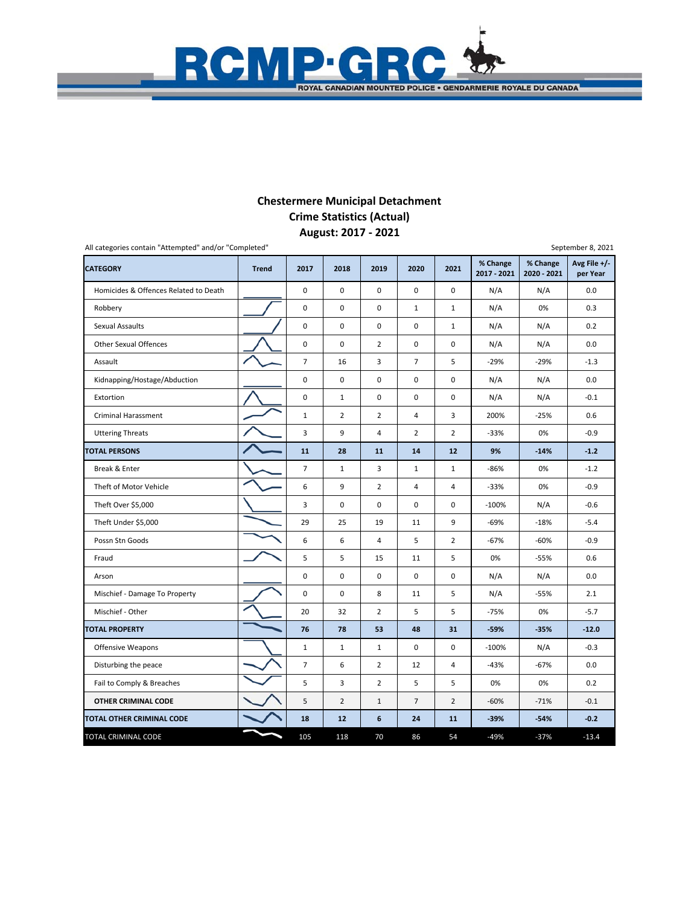## Chestermere Municipal Detachment
## Crime Statistics (Actual)
## August: 2017 - 2021

All categories contain "Attempted" and/or "Completed"

September 8, 2021

| CATEGORY | Trend | 2017 | 2018 | 2019 | 2020 | 2021 | % Change 2017 - 2021 | % Change 2020 - 2021 | Avg File +/- per Year |
|---|---|---|---|---|---|---|---|---|---|
| Homicides & Offences Related to Death | | 0 | 0 | 0 | 0 | 0 | N/A | N/A | 0.0 |
| Robbery | | 0 | 0 | 0 | 1 | 1 | N/A | 0% | 0.3 |
| Sexual Assaults | | 0 | 0 | 0 | 0 | 1 | N/A | N/A | 0.2 |
| Other Sexual Offences | | 0 | 0 | 2 | 0 | 0 | N/A | N/A | 0.0 |
| Assault | | 7 | 16 | 3 | 7 | 5 | -29% | -29% | -1.3 |
| Kidnapping/Hostage/Abduction | | 0 | 0 | 0 | 0 | 0 | N/A | N/A | 0.0 |
| Extortion | | 0 | 1 | 0 | 0 | 0 | N/A | N/A | -0.1 |
| Criminal Harassment | | 1 | 2 | 2 | 4 | 3 | 200% | -25% | 0.6 |
| Uttering Threats | | 3 | 9 | 4 | 2 | 2 | -33% | 0% | -0.9 |
| **TOTAL PERSONS** | | **11** | **28** | **11** | **14** | **12** | **9%** | **-14%** | **-1.2** |
| Break & Enter | | 7 | 1 | 3 | 1 | 1 | -86% | 0% | -1.2 |
| Theft of Motor Vehicle | | 6 | 9 | 2 | 4 | 4 | -33% | 0% | -0.9 |
| Theft Over $5,000 | | 3 | 0 | 0 | 0 | 0 | -100% | N/A | -0.6 |
| Theft Under $5,000 | | 29 | 25 | 19 | 11 | 9 | -69% | -18% | -5.4 |
| Possn Stn Goods | | 6 | 6 | 4 | 5 | 2 | -67% | -60% | -0.9 |
| Fraud | | 5 | 5 | 15 | 11 | 5 | 0% | -55% | 0.6 |
| Arson | | 0 | 0 | 0 | 0 | 0 | N/A | N/A | 0.0 |
| Mischief - Damage To Property | | 0 | 0 | 8 | 11 | 5 | N/A | -55% | 2.1 |
| Mischief - Other | | 20 | 32 | 2 | 5 | 5 | -75% | 0% | -5.7 |
| **TOTAL PROPERTY** | | **76** | **78** | **53** | **48** | **31** | **-59%** | **-35%** | **-12.0** |
| Offensive Weapons | | 1 | 1 | 1 | 0 | 0 | -100% | N/A | -0.3 |
| Disturbing the peace | | 7 | 6 | 2 | 12 | 4 | -43% | -67% | 0.0 |
| Fail to Comply & Breaches | | 5 | 3 | 2 | 5 | 5 | 0% | 0% | 0.2 |
| **OTHER CRIMINAL CODE** | | 5 | 2 | 1 | 7 | 2 | -60% | -71% | -0.1 |
| **TOTAL OTHER CRIMINAL CODE** | | **18** | **12** | **6** | **24** | **11** | **-39%** | **-54%** | **-0.2** |
| TOTAL CRIMINAL CODE | | 105 | 118 | 70 | 86 | 54 | -49% | -37% | -13.4 |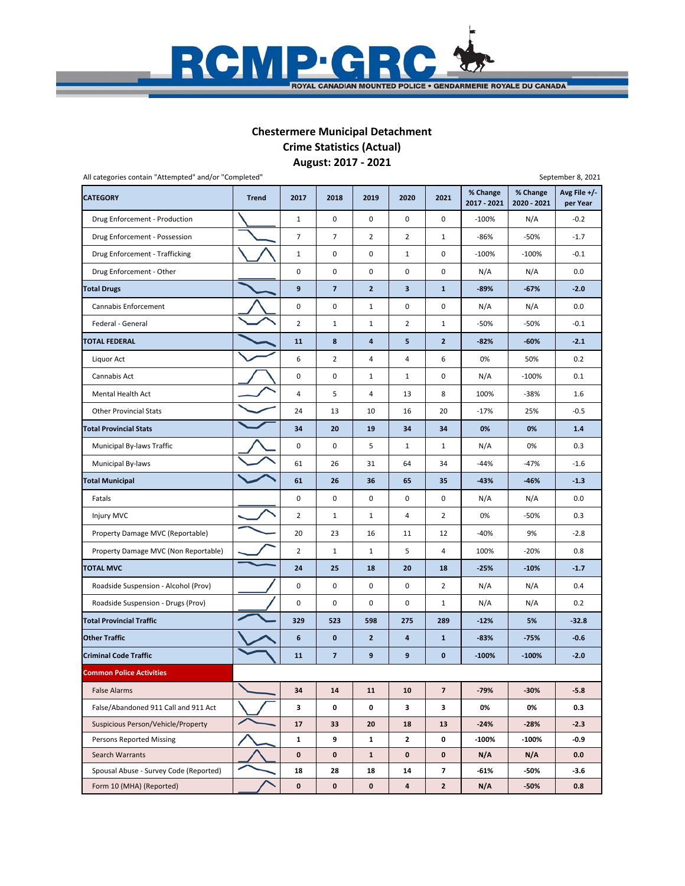RCMP·GRC

ROYAL CANADIAN MOUNTED POLICE • GENDARMERIE ROYALE DU CANADA

## Chestermere Municipal Detachment
## Crime Statistics (Actual)
## August: 2017 - 2021

All categories contain "Attempted" and/or "Completed"

September 8, 2021

| CATEGORY | Trend | 2017 | 2018 | 2019 | 2020 | 2021 | % Change 2017 - 2021 | % Change 2020 - 2021 | Avg File +/- per Year |
|---|---|---|---|---|---|---|---|---|---|
| Drug Enforcement - Production | | 1 | 0 | 0 | 0 | 0 | -100% | N/A | -0.2 |
| Drug Enforcement - Possession | | 7 | 7 | 2 | 2 | 1 | -86% | -50% | -1.7 |
| Drug Enforcement - Trafficking | | 1 | 0 | 0 | 1 | 0 | -100% | -100% | -0.1 |
| Drug Enforcement - Other | | 0 | 0 | 0 | 0 | 0 | N/A | N/A | 0.0 |
| **Total Drugs** | | **9** | **7** | **2** | **3** | **1** | **-89%** | **-67%** | **-2.0** |
| Cannabis Enforcement | | 0 | 0 | 1 | 0 | 0 | N/A | N/A | 0.0 |
| Federal - General | | 2 | 1 | 1 | 2 | 1 | -50% | -50% | -0.1 |
| **TOTAL FEDERAL** | | **11** | **8** | **4** | **5** | **2** | **-82%** | **-60%** | **-2.1** |
| Liquor Act | | 6 | 2 | 4 | 4 | 6 | 0% | 50% | 0.2 |
| Cannabis Act | | 0 | 0 | 1 | 1 | 0 | N/A | -100% | 0.1 |
| Mental Health Act | | 4 | 5 | 4 | 13 | 8 | 100% | -38% | 1.6 |
| Other Provincial Stats | | 24 | 13 | 10 | 16 | 20 | -17% | 25% | -0.5 |
| **Total Provincial Stats** | | **34** | **20** | **19** | **34** | **34** | **0%** | **0%** | **1.4** |
| Municipal By-laws Traffic | | 0 | 0 | 5 | 1 | 1 | N/A | 0% | 0.3 |
| Municipal By-laws | | 61 | 26 | 31 | 64 | 34 | -44% | -47% | -1.6 |
| **Total Municipal** | | **61** | **26** | **36** | **65** | **35** | **-43%** | **-46%** | **-1.3** |
| Fatals | | 0 | 0 | 0 | 0 | 0 | N/A | N/A | 0.0 |
| Injury MVC | | 2 | 1 | 1 | 4 | 2 | 0% | -50% | 0.3 |
| Property Damage MVC (Reportable) | | 20 | 23 | 16 | 11 | 12 | -40% | 9% | -2.8 |
| Property Damage MVC (Non Reportable) | | 2 | 1 | 1 | 5 | 4 | 100% | -20% | 0.8 |
| **TOTAL MVC** | | **24** | **25** | **18** | **20** | **18** | **-25%** | **-10%** | **-1.7** |
| Roadside Suspension - Alcohol (Prov) | | 0 | 0 | 0 | 0 | 2 | N/A | N/A | 0.4 |
| Roadside Suspension - Drugs (Prov) | | 0 | 0 | 0 | 0 | 1 | N/A | N/A | 0.2 |
| **Total Provincial Traffic** | | **329** | **523** | **598** | **275** | **289** | **-12%** | **5%** | **-32.8** |
| **Other Traffic** | | **6** | **0** | **2** | **4** | **1** | **-83%** | **-75%** | **-0.6** |
| **Criminal Code Traffic** | | **11** | **7** | **9** | **9** | **0** | **-100%** | **-100%** | **-2.0** |
| **Common Police Activities** | | | | | | | | | |
| False Alarms | | **34** | **14** | **11** | **10** | **7** | **-79%** | **-30%** | **-5.8** |
| False/Abandoned 911 Call and 911 Act | | **3** | **0** | **0** | **3** | **3** | **0%** | **0%** | **0.3** |
| Suspicious Person/Vehicle/Property | | **17** | **33** | **20** | **18** | **13** | **-24%** | **-28%** | **-2.3** |
| Persons Reported Missing | | **1** | **9** | **1** | **2** | **0** | **-100%** | **-100%** | **-0.9** |
| Search Warrants | | **0** | **0** | **1** | **0** | **0** | **N/A** | **N/A** | **0.0** |
| Spousal Abuse - Survey Code (Reported) | | **18** | **28** | **18** | **14** | **7** | **-61%** | **-50%** | **-3.6** |
| Form 10 (MHA) (Reported) | | **0** | **0** | **0** | **4** | **2** | **N/A** | **-50%** | **0.8** |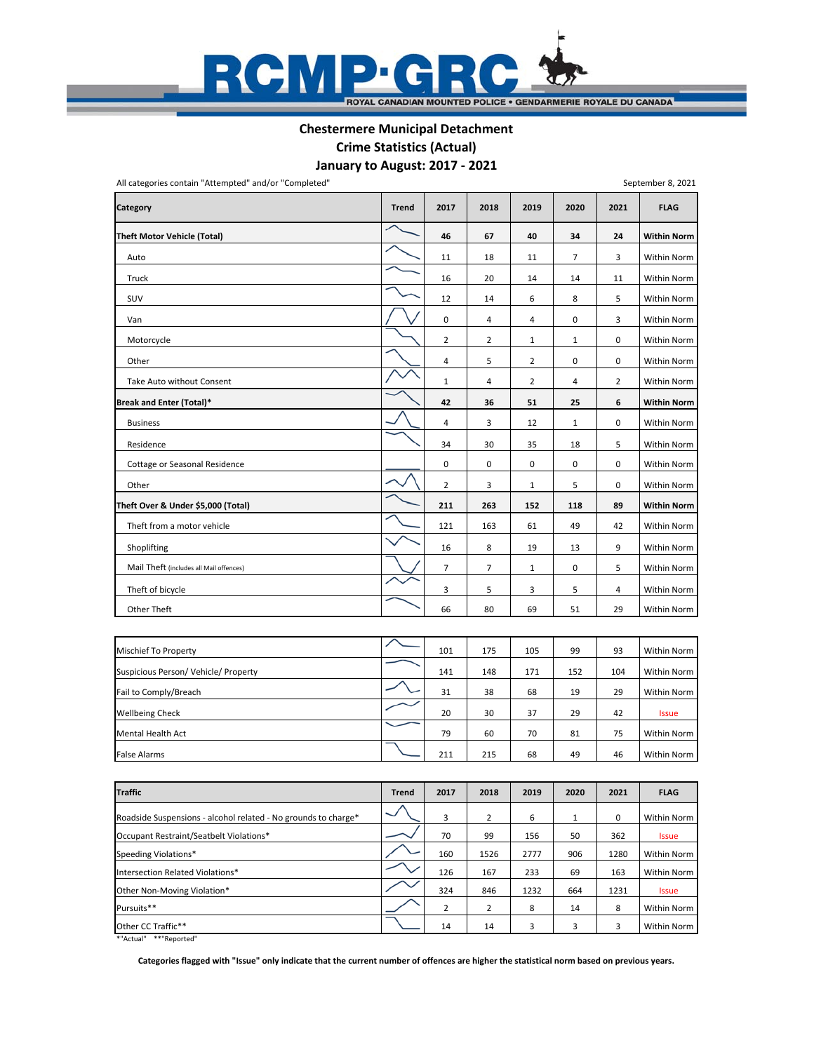# Chestermere Municipal Detachment

## Crime Statistics (Actual)

## January to August: 2017 - 2021

All categories contain "Attempted" and/or "Completed"

September 8, 2021

| Category | Trend | 2017 | 2018 | 2019 | 2020 | 2021 | FLAG |
|---|---|---|---|---|---|---|---|
| **Theft Motor Vehicle (Total)** | | **46** | **67** | **40** | **34** | **24** | **Within Norm** |
| Auto | | 11 | 18 | 11 | 7 | 3 | Within Norm |
| Truck | | 16 | 20 | 14 | 14 | 11 | Within Norm |
| SUV | | 12 | 14 | 6 | 8 | 5 | Within Norm |
| Van | | 0 | 4 | 4 | 0 | 3 | Within Norm |
| Motorcycle | | 2 | 2 | 1 | 1 | 0 | Within Norm |
| Other | | 4 | 5 | 2 | 0 | 0 | Within Norm |
| Take Auto without Consent | | 1 | 4 | 2 | 4 | 2 | Within Norm |
| **Break and Enter (Total)*** | | **42** | **36** | **51** | **25** | **6** | **Within Norm** |
| Business | | 4 | 3 | 12 | 1 | 0 | Within Norm |
| Residence | | 34 | 30 | 35 | 18 | 5 | Within Norm |
| Cottage or Seasonal Residence | | 0 | 0 | 0 | 0 | 0 | Within Norm |
| Other | | 2 | 3 | 1 | 5 | 0 | Within Norm |
| **Theft Over & Under $5,000 (Total)** | | **211** | **263** | **152** | **118** | **89** | **Within Norm** |
| Theft from a motor vehicle | | 121 | 163 | 61 | 49 | 42 | Within Norm |
| Shoplifting | | 16 | 8 | 19 | 13 | 9 | Within Norm |
| Mail Theft (includes all Mail offences) | | 7 | 7 | 1 | 0 | 5 | Within Norm |
| Theft of bicycle | | 3 | 5 | 3 | 5 | 4 | Within Norm |
| Other Theft | | 66 | 80 | 69 | 51 | 29 | Within Norm |

| Category | Trend | 2017 | 2018 | 2019 | 2020 | 2021 | FLAG |
|---|---|---|---|---|---|---|---|
| Mischief To Property | | 101 | 175 | 105 | 99 | 93 | Within Norm |
| Suspicious Person/ Vehicle/ Property | | 141 | 148 | 171 | 152 | 104 | Within Norm |
| Fail to Comply/Breach | | 31 | 38 | 68 | 19 | 29 | Within Norm |
| Wellbeing Check | | 20 | 30 | 37 | 29 | 42 | Issue |
| Mental Health Act | | 79 | 60 | 70 | 81 | 75 | Within Norm |
| False Alarms | | 211 | 215 | 68 | 49 | 46 | Within Norm |

| Traffic | Trend | 2017 | 2018 | 2019 | 2020 | 2021 | FLAG |
|---|---|---|---|---|---|---|---|
| Roadside Suspensions - alcohol related - No grounds to charge* | | 3 | 2 | 6 | 1 | 0 | Within Norm |
| Occupant Restraint/Seatbelt Violations* | | 70 | 99 | 156 | 50 | 362 | Issue |
| Speeding Violations* | | 160 | 1526 | 2777 | 906 | 1280 | Within Norm |
| Intersection Related Violations* | | 126 | 167 | 233 | 69 | 163 | Within Norm |
| Other Non-Moving Violation* | | 324 | 846 | 1232 | 664 | 1231 | Issue |
| Pursuits** | | 2 | 2 | 8 | 14 | 8 | Within Norm |
| Other CC Traffic** | | 14 | 14 | 3 | 3 | 3 | Within Norm |

*"Actual" **"Reported"

**Categories flagged with "Issue" only indicate that the current number of offences are higher the statistical norm based on previous years.**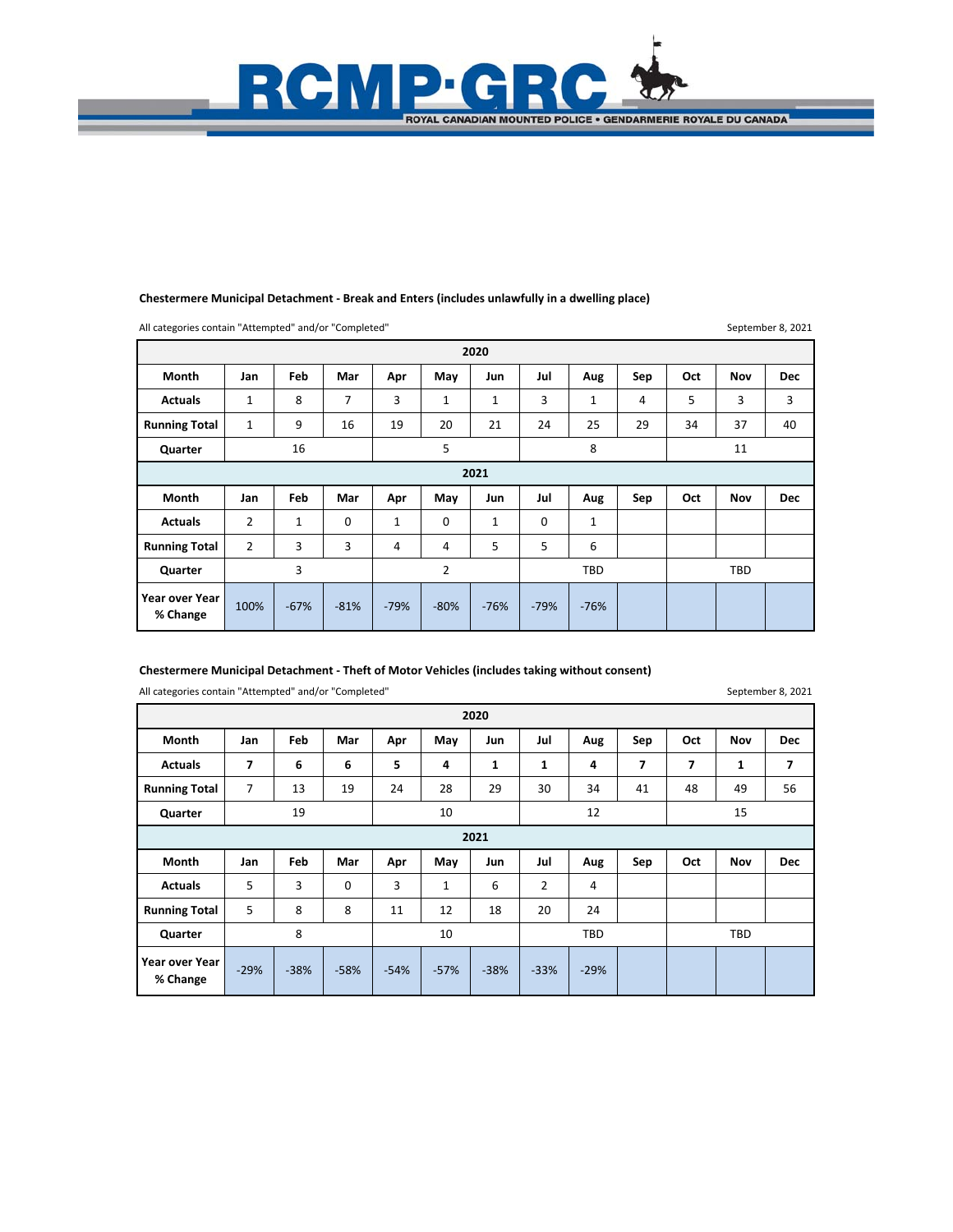### Chestermere Municipal Detachment - Break and Enters (includes unlawfully in a dwelling place)

All categories contain "Attempted" and/or "Completed" September 8, 2021

| 2020 | | | | | | | | | | | | |
|---|---|---|---|---|---|---|---|---|---|---|---|---|
| **Month** | **Jan** | **Feb** | **Mar** | **Apr** | **May** | **Jun** | **Jul** | **Aug** | **Sep** | **Oct** | **Nov** | **Dec** |
| **Actuals** | 1 | 8 | 7 | 3 | 1 | 1 | 3 | 1 | 4 | 5 | 3 | 3 |
| **Running Total** | 1 | 9 | 16 | 19 | 20 | 21 | 24 | 25 | 29 | 34 | 37 | 40 |
| **Quarter** | | 16 | | | 5 | | | 8 | | | 11 | |
| **2021** | | | | | | | | | | | | |
| **Month** | **Jan** | **Feb** | **Mar** | **Apr** | **May** | **Jun** | **Jul** | **Aug** | **Sep** | **Oct** | **Nov** | **Dec** |
| **Actuals** | 2 | 1 | 0 | 1 | 0 | 1 | 0 | 1 | | | | |
| **Running Total** | 2 | 3 | 3 | 4 | 4 | 5 | 5 | 6 | | | | |
| **Quarter** | | 3 | | | 2 | | | TBD | | | TBD | |
| **Year over Year % Change** | 100% | -67% | -81% | -79% | -80% | -76% | -79% | -76% | | | | |

### Chestermere Municipal Detachment - Theft of Motor Vehicles (includes taking without consent)

All categories contain "Attempted" and/or "Completed" September 8, 2021

| 2020 | | | | | | | | | | | | |
|---|---|---|---|---|---|---|---|---|---|---|---|---|
| **Month** | **Jan** | **Feb** | **Mar** | **Apr** | **May** | **Jun** | **Jul** | **Aug** | **Sep** | **Oct** | **Nov** | **Dec** |
| **Actuals** | **7** | **6** | **6** | **5** | **4** | **1** | **1** | **4** | **7** | **7** | **1** | **7** |
| **Running Total** | 7 | 13 | 19 | 24 | 28 | 29 | 30 | 34 | 41 | 48 | 49 | 56 |
| **Quarter** | | 19 | | | 10 | | | 12 | | | 15 | |
| **2021** | | | | | | | | | | | | |
| **Month** | **Jan** | **Feb** | **Mar** | **Apr** | **May** | **Jun** | **Jul** | **Aug** | **Sep** | **Oct** | **Nov** | **Dec** |
| **Actuals** | 5 | 3 | 0 | 3 | 1 | 6 | 2 | 4 | | | | |
| **Running Total** | 5 | 8 | 8 | 11 | 12 | 18 | 20 | 24 | | | | |
| **Quarter** | | 8 | | | 10 | | | TBD | | | TBD | |
| **Year over Year % Change** | -29% | -38% | -58% | -54% | -57% | -38% | -33% | -29% | | | | |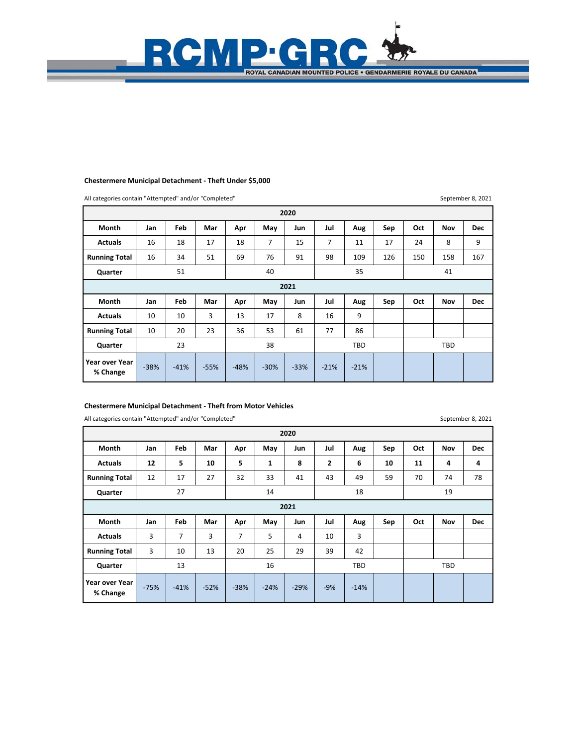**Chestermere Municipal Detachment - Theft Under $5,000**

All categories contain "Attempted" and/or "Completed"

September 8, 2021

| | | | | | | | | | | | | |
|---|---|---|---|---|---|---|---|---|---|---|---|---|
| **2020** | | | | | | | | | | | | |
| **Month** | **Jan** | **Feb** | **Mar** | **Apr** | **May** | **Jun** | **Jul** | **Aug** | **Sep** | **Oct** | **Nov** | **Dec** |
| **Actuals** | 16 | 18 | 17 | 18 | 7 | 15 | 7 | 11 | 17 | 24 | 8 | 9 |
| **Running Total** | 16 | 34 | 51 | 69 | 76 | 91 | 98 | 109 | 126 | 150 | 158 | 167 |
| **Quarter** | | 51 | | | 40 | | | 35 | | | 41 | |
| **2021** | | | | | | | | | | | | |
| **Month** | **Jan** | **Feb** | **Mar** | **Apr** | **May** | **Jun** | **Jul** | **Aug** | **Sep** | **Oct** | **Nov** | **Dec** |
| **Actuals** | 10 | 10 | 3 | 13 | 17 | 8 | 16 | 9 | | | | |
| **Running Total** | 10 | 20 | 23 | 36 | 53 | 61 | 77 | 86 | | | | |
| **Quarter** | | 23 | | | 38 | | | TBD | | | TBD | |
| **Year over Year % Change** | -38% | -41% | -55% | -48% | -30% | -33% | -21% | -21% | | | | |

**Chestermere Municipal Detachment - Theft from Motor Vehicles**

All categories contain "Attempted" and/or "Completed"

September 8, 2021

| | | | | | | | | | | | | |
|---|---|---|---|---|---|---|---|---|---|---|---|---|
| **2020** | | | | | | | | | | | | |
| **Month** | **Jan** | **Feb** | **Mar** | **Apr** | **May** | **Jun** | **Jul** | **Aug** | **Sep** | **Oct** | **Nov** | **Dec** |
| **Actuals** | **12** | **5** | **10** | **5** | **1** | **8** | **2** | **6** | **10** | **11** | **4** | **4** |
| **Running Total** | 12 | 17 | 27 | 32 | 33 | 41 | 43 | 49 | 59 | 70 | 74 | 78 |
| **Quarter** | | 27 | | | 14 | | | 18 | | | 19 | |
| **2021** | | | | | | | | | | | | |
| **Month** | **Jan** | **Feb** | **Mar** | **Apr** | **May** | **Jun** | **Jul** | **Aug** | **Sep** | **Oct** | **Nov** | **Dec** |
| **Actuals** | 3 | 7 | 3 | 7 | 5 | 4 | 10 | 3 | | | | |
| **Running Total** | 3 | 10 | 13 | 20 | 25 | 29 | 39 | 42 | | | | |
| **Quarter** | | 13 | | | 16 | | | TBD | | | TBD | |
| **Year over Year % Change** | -75% | -41% | -52% | -38% | -24% | -29% | -9% | -14% | | | | |